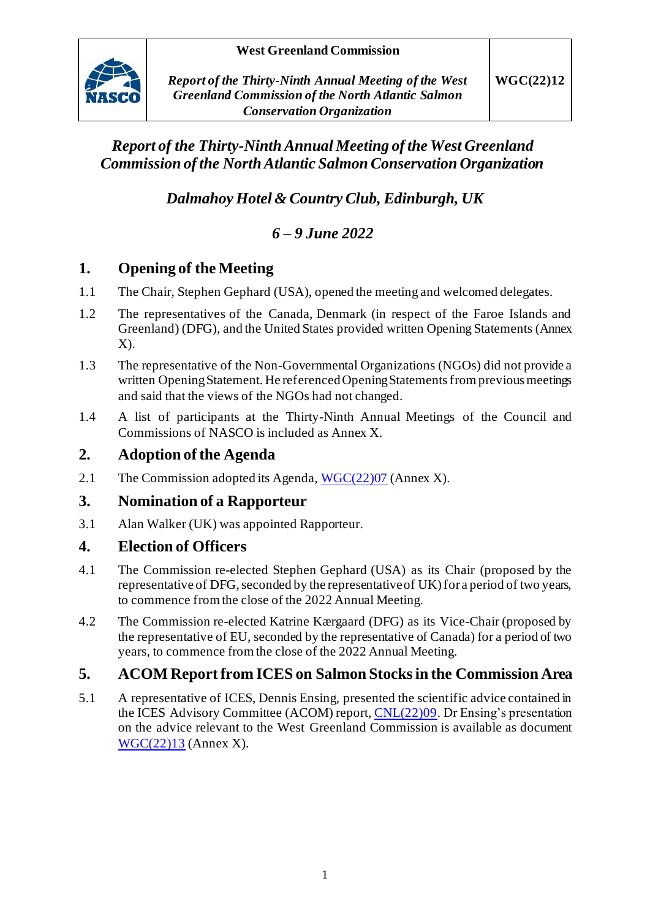| | West Greenland Commission | |
|---|---|---|
| NASCO | *Report of the Thirty-Ninth Annual Meeting of the West Greenland Commission of the North Atlantic Salmon Conservation Organization* | **WGC(22)12** |

# *Report of the Thirty-Ninth Annual Meeting of the West Greenland Commission of the North Atlantic Salmon Conservation Organization*

*Dalmahoy Hotel & Country Club, Edinburgh, UK*

*6 – 9 June 2022*

## 1. Opening of the Meeting

1.1 The Chair, Stephen Gephard (USA), opened the meeting and welcomed delegates.

1.2 The representatives of the Canada, Denmark (in respect of the Faroe Islands and Greenland) (DFG), and the United States provided written Opening Statements (Annex X).

1.3 The representative of the Non-Governmental Organizations (NGOs) did not provide a written Opening Statement. He referenced Opening Statements from previous meetings and said that the views of the NGOs had not changed.

1.4 A list of participants at the Thirty-Ninth Annual Meetings of the Council and Commissions of NASCO is included as Annex X.

## 2. Adoption of the Agenda

2.1 The Commission adopted its Agenda, WGC(22)07 (Annex X).

## 3. Nomination of a Rapporteur

3.1 Alan Walker (UK) was appointed Rapporteur.

## 4. Election of Officers

4.1 The Commission re-elected Stephen Gephard (USA) as its Chair (proposed by the representative of DFG, seconded by the representative of UK) for a period of two years, to commence from the close of the 2022 Annual Meeting.

4.2 The Commission re-elected Katrine Kærgaard (DFG) as its Vice-Chair (proposed by the representative of EU, seconded by the representative of Canada) for a period of two years, to commence from the close of the 2022 Annual Meeting.

## 5. ACOM Report from ICES on Salmon Stocks in the Commission Area

5.1 A representative of ICES, Dennis Ensing, presented the scientific advice contained in the ICES Advisory Committee (ACOM) report, CNL(22)09. Dr Ensing's presentation on the advice relevant to the West Greenland Commission is available as document WGC(22)13 (Annex X).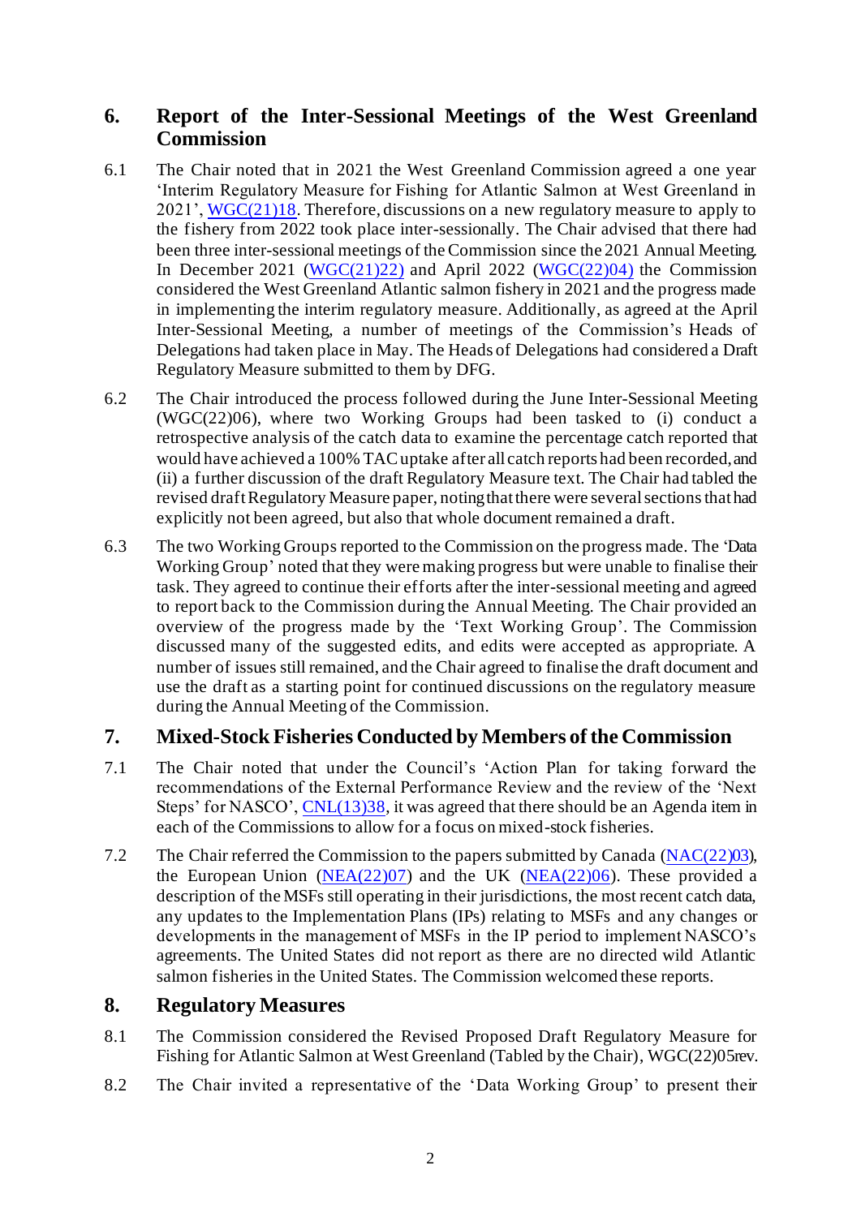## 6. Report of the Inter-Sessional Meetings of the West Greenland Commission

6.1 The Chair noted that in 2021 the West Greenland Commission agreed a one year 'Interim Regulatory Measure for Fishing for Atlantic Salmon at West Greenland in 2021', WGC(21)18. Therefore, discussions on a new regulatory measure to apply to the fishery from 2022 took place inter-sessionally. The Chair advised that there had been three inter-sessional meetings of the Commission since the 2021 Annual Meeting. In December 2021 (WGC(21)22) and April 2022 (WGC(22)04) the Commission considered the West Greenland Atlantic salmon fishery in 2021 and the progress made in implementing the interim regulatory measure. Additionally, as agreed at the April Inter-Sessional Meeting, a number of meetings of the Commission's Heads of Delegations had taken place in May. The Heads of Delegations had considered a Draft Regulatory Measure submitted to them by DFG.

6.2 The Chair introduced the process followed during the June Inter-Sessional Meeting (WGC(22)06), where two Working Groups had been tasked to (i) conduct a retrospective analysis of the catch data to examine the percentage catch reported that would have achieved a 100% TAC uptake after all catch reports had been recorded, and (ii) a further discussion of the draft Regulatory Measure text. The Chair had tabled the revised draft Regulatory Measure paper, noting that there were several sections that had explicitly not been agreed, but also that whole document remained a draft.

6.3 The two Working Groups reported to the Commission on the progress made. The 'Data Working Group' noted that they were making progress but were unable to finalise their task. They agreed to continue their efforts after the inter-sessional meeting and agreed to report back to the Commission during the Annual Meeting. The Chair provided an overview of the progress made by the 'Text Working Group'. The Commission discussed many of the suggested edits, and edits were accepted as appropriate. A number of issues still remained, and the Chair agreed to finalise the draft document and use the draft as a starting point for continued discussions on the regulatory measure during the Annual Meeting of the Commission.

## 7. Mixed-Stock Fisheries Conducted by Members of the Commission

7.1 The Chair noted that under the Council's 'Action Plan for taking forward the recommendations of the External Performance Review and the review of the 'Next Steps' for NASCO', CNL(13)38, it was agreed that there should be an Agenda item in each of the Commissions to allow for a focus on mixed-stock fisheries.

7.2 The Chair referred the Commission to the papers submitted by Canada (NAC(22)03), the European Union (NEA(22)07) and the UK (NEA(22)06). These provided a description of the MSFs still operating in their jurisdictions, the most recent catch data, any updates to the Implementation Plans (IPs) relating to MSFs and any changes or developments in the management of MSFs in the IP period to implement NASCO's agreements. The United States did not report as there are no directed wild Atlantic salmon fisheries in the United States. The Commission welcomed these reports.

## 8. Regulatory Measures

8.1 The Commission considered the Revised Proposed Draft Regulatory Measure for Fishing for Atlantic Salmon at West Greenland (Tabled by the Chair), WGC(22)05rev.

8.2 The Chair invited a representative of the 'Data Working Group' to present their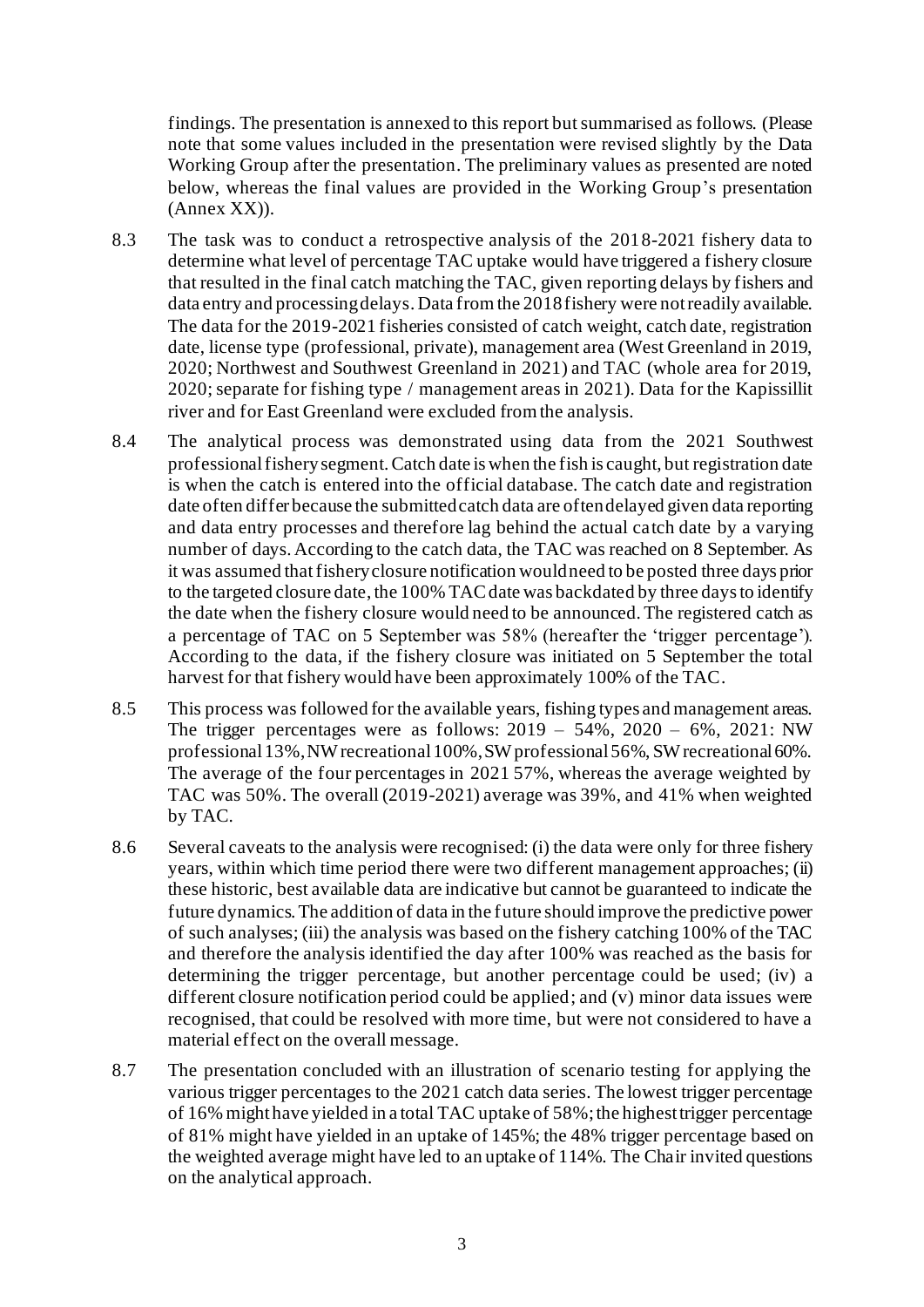findings. The presentation is annexed to this report but summarised as follows. (Please note that some values included in the presentation were revised slightly by the Data Working Group after the presentation. The preliminary values as presented are noted below, whereas the final values are provided in the Working Group's presentation (Annex XX)).

8.3 The task was to conduct a retrospective analysis of the 2018-2021 fishery data to determine what level of percentage TAC uptake would have triggered a fishery closure that resulted in the final catch matching the TAC, given reporting delays by fishers and data entry and processing delays. Data from the 2018 fishery were not readily available. The data for the 2019-2021 fisheries consisted of catch weight, catch date, registration date, license type (professional, private), management area (West Greenland in 2019, 2020; Northwest and Southwest Greenland in 2021) and TAC (whole area for 2019, 2020; separate for fishing type / management areas in 2021). Data for the Kapissillit river and for East Greenland were excluded from the analysis.

8.4 The analytical process was demonstrated using data from the 2021 Southwest professional fishery segment. Catch date is when the fish is caught, but registration date is when the catch is entered into the official database. The catch date and registration date often differ because the submitted catch data are often delayed given data reporting and data entry processes and therefore lag behind the actual catch date by a varying number of days. According to the catch data, the TAC was reached on 8 September. As it was assumed that fishery closure notification would need to be posted three days prior to the targeted closure date, the 100% TAC date was backdated by three days to identify the date when the fishery closure would need to be announced. The registered catch as a percentage of TAC on 5 September was 58% (hereafter the 'trigger percentage'). According to the data, if the fishery closure was initiated on 5 September the total harvest for that fishery would have been approximately 100% of the TAC.

8.5 This process was followed for the available years, fishing types and management areas. The trigger percentages were as follows: 2019 – 54%, 2020 – 6%, 2021: NW professional 13%, NW recreational 100%, SW professional 56%, SW recreational 60%. The average of the four percentages in 2021 57%, whereas the average weighted by TAC was 50%. The overall (2019-2021) average was 39%, and 41% when weighted by TAC.

8.6 Several caveats to the analysis were recognised: (i) the data were only for three fishery years, within which time period there were two different management approaches; (ii) these historic, best available data are indicative but cannot be guaranteed to indicate the future dynamics. The addition of data in the future should improve the predictive power of such analyses; (iii) the analysis was based on the fishery catching 100% of the TAC and therefore the analysis identified the day after 100% was reached as the basis for determining the trigger percentage, but another percentage could be used; (iv) a different closure notification period could be applied; and (v) minor data issues were recognised, that could be resolved with more time, but were not considered to have a material effect on the overall message.

8.7 The presentation concluded with an illustration of scenario testing for applying the various trigger percentages to the 2021 catch data series. The lowest trigger percentage of 16% might have yielded in a total TAC uptake of 58%; the highest trigger percentage of 81% might have yielded in an uptake of 145%; the 48% trigger percentage based on the weighted average might have led to an uptake of 114%. The Chair invited questions on the analytical approach.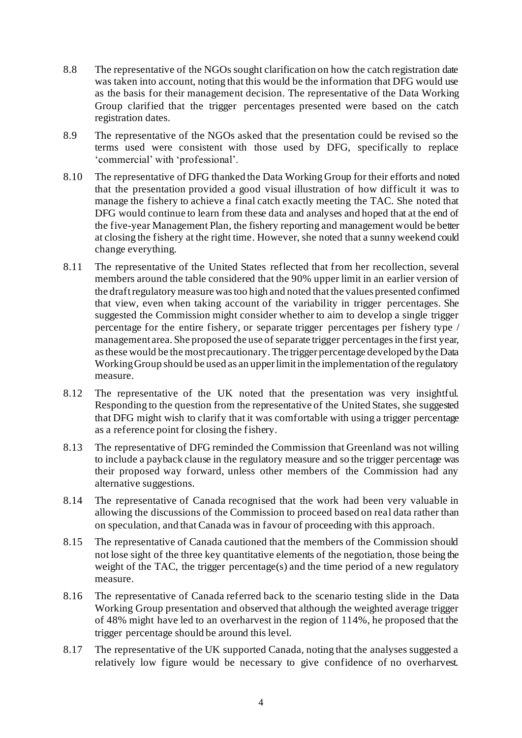8.8 The representative of the NGOs sought clarification on how the catch registration date was taken into account, noting that this would be the information that DFG would use as the basis for their management decision. The representative of the Data Working Group clarified that the trigger percentages presented were based on the catch registration dates.

8.9 The representative of the NGOs asked that the presentation could be revised so the terms used were consistent with those used by DFG, specifically to replace 'commercial' with 'professional'.

8.10 The representative of DFG thanked the Data Working Group for their efforts and noted that the presentation provided a good visual illustration of how difficult it was to manage the fishery to achieve a final catch exactly meeting the TAC. She noted that DFG would continue to learn from these data and analyses and hoped that at the end of the five-year Management Plan, the fishery reporting and management would be better at closing the fishery at the right time. However, she noted that a sunny weekend could change everything.

8.11 The representative of the United States reflected that from her recollection, several members around the table considered that the 90% upper limit in an earlier version of the draft regulatory measure was too high and noted that the values presented confirmed that view, even when taking account of the variability in trigger percentages. She suggested the Commission might consider whether to aim to develop a single trigger percentage for the entire fishery, or separate trigger percentages per fishery type / management area. She proposed the use of separate trigger percentages in the first year, as these would be the most precautionary. The trigger percentage developed by the Data Working Group should be used as an upper limit in the implementation of the regulatory measure.

8.12 The representative of the UK noted that the presentation was very insightful. Responding to the question from the representative of the United States, she suggested that DFG might wish to clarify that it was comfortable with using a trigger percentage as a reference point for closing the fishery.

8.13 The representative of DFG reminded the Commission that Greenland was not willing to include a payback clause in the regulatory measure and so the trigger percentage was their proposed way forward, unless other members of the Commission had any alternative suggestions.

8.14 The representative of Canada recognised that the work had been very valuable in allowing the discussions of the Commission to proceed based on real data rather than on speculation, and that Canada was in favour of proceeding with this approach.

8.15 The representative of Canada cautioned that the members of the Commission should not lose sight of the three key quantitative elements of the negotiation, those being the weight of the TAC, the trigger percentage(s) and the time period of a new regulatory measure.

8.16 The representative of Canada referred back to the scenario testing slide in the Data Working Group presentation and observed that although the weighted average trigger of 48% might have led to an overharvest in the region of 114%, he proposed that the trigger percentage should be around this level.

8.17 The representative of the UK supported Canada, noting that the analyses suggested a relatively low figure would be necessary to give confidence of no overharvest.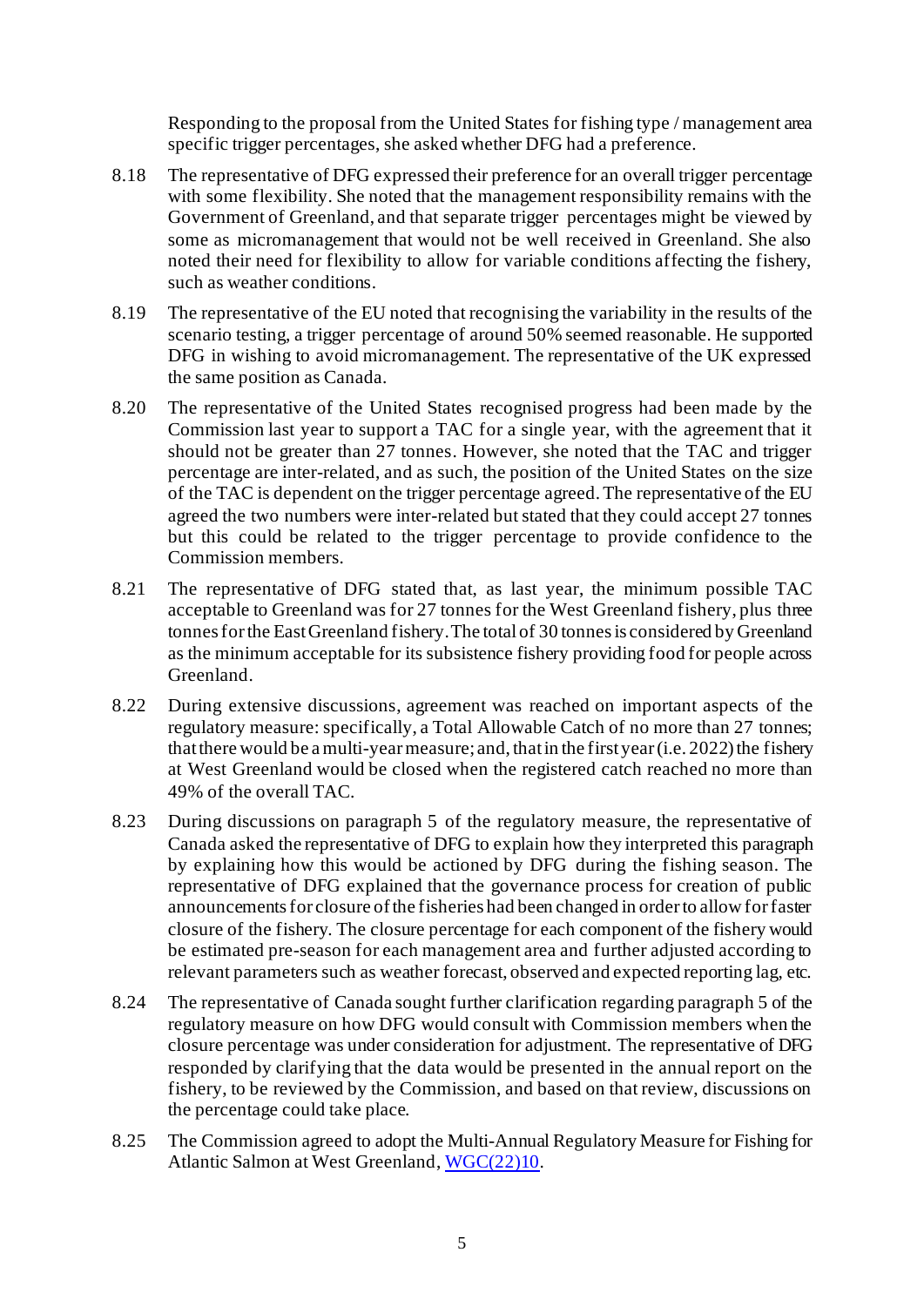Responding to the proposal from the United States for fishing type / management area specific trigger percentages, she asked whether DFG had a preference.

8.18 The representative of DFG expressed their preference for an overall trigger percentage with some flexibility. She noted that the management responsibility remains with the Government of Greenland, and that separate trigger percentages might be viewed by some as micromanagement that would not be well received in Greenland. She also noted their need for flexibility to allow for variable conditions affecting the fishery, such as weather conditions.

8.19 The representative of the EU noted that recognising the variability in the results of the scenario testing, a trigger percentage of around 50% seemed reasonable. He supported DFG in wishing to avoid micromanagement. The representative of the UK expressed the same position as Canada.

8.20 The representative of the United States recognised progress had been made by the Commission last year to support a TAC for a single year, with the agreement that it should not be greater than 27 tonnes. However, she noted that the TAC and trigger percentage are inter-related, and as such, the position of the United States on the size of the TAC is dependent on the trigger percentage agreed. The representative of the EU agreed the two numbers were inter-related but stated that they could accept 27 tonnes but this could be related to the trigger percentage to provide confidence to the Commission members.

8.21 The representative of DFG stated that, as last year, the minimum possible TAC acceptable to Greenland was for 27 tonnes for the West Greenland fishery, plus three tonnes for the East Greenland fishery. The total of 30 tonnes is considered by Greenland as the minimum acceptable for its subsistence fishery providing food for people across Greenland.

8.22 During extensive discussions, agreement was reached on important aspects of the regulatory measure: specifically, a Total Allowable Catch of no more than 27 tonnes; that there would be a multi-year measure; and, that in the first year (i.e. 2022) the fishery at West Greenland would be closed when the registered catch reached no more than 49% of the overall TAC.

8.23 During discussions on paragraph 5 of the regulatory measure, the representative of Canada asked the representative of DFG to explain how they interpreted this paragraph by explaining how this would be actioned by DFG during the fishing season. The representative of DFG explained that the governance process for creation of public announcements for closure of the fisheries had been changed in order to allow for faster closure of the fishery. The closure percentage for each component of the fishery would be estimated pre-season for each management area and further adjusted according to relevant parameters such as weather forecast, observed and expected reporting lag, etc.

8.24 The representative of Canada sought further clarification regarding paragraph 5 of the regulatory measure on how DFG would consult with Commission members when the closure percentage was under consideration for adjustment. The representative of DFG responded by clarifying that the data would be presented in the annual report on the fishery, to be reviewed by the Commission, and based on that review, discussions on the percentage could take place.

8.25 The Commission agreed to adopt the Multi-Annual Regulatory Measure for Fishing for Atlantic Salmon at West Greenland, WGC(22)10.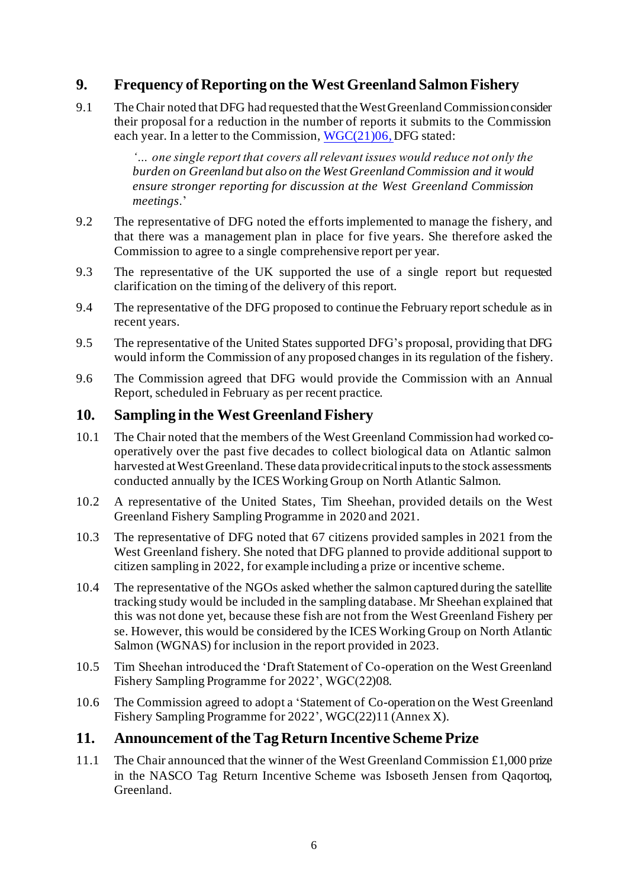## 9. Frequency of Reporting on the West Greenland Salmon Fishery

9.1 The Chair noted that DFG had requested that the West Greenland Commission consider their proposal for a reduction in the number of reports it submits to the Commission each year. In a letter to the Commission, WGC(21)06, DFG stated:

> *'… one single report that covers all relevant issues would reduce not only the burden on Greenland but also on the West Greenland Commission and it would ensure stronger reporting for discussion at the West Greenland Commission meetings*.'

9.2 The representative of DFG noted the efforts implemented to manage the fishery, and that there was a management plan in place for five years. She therefore asked the Commission to agree to a single comprehensive report per year.

9.3 The representative of the UK supported the use of a single report but requested clarification on the timing of the delivery of this report.

9.4 The representative of the DFG proposed to continue the February report schedule as in recent years.

9.5 The representative of the United States supported DFG's proposal, providing that DFG would inform the Commission of any proposed changes in its regulation of the fishery.

9.6 The Commission agreed that DFG would provide the Commission with an Annual Report, scheduled in February as per recent practice.

## 10. Sampling in the West Greenland Fishery

10.1 The Chair noted that the members of the West Greenland Commission had worked co-operatively over the past five decades to collect biological data on Atlantic salmon harvested at West Greenland. These data provide critical inputs to the stock assessments conducted annually by the ICES Working Group on North Atlantic Salmon.

10.2 A representative of the United States, Tim Sheehan, provided details on the West Greenland Fishery Sampling Programme in 2020 and 2021.

10.3 The representative of DFG noted that 67 citizens provided samples in 2021 from the West Greenland fishery. She noted that DFG planned to provide additional support to citizen sampling in 2022, for example including a prize or incentive scheme.

10.4 The representative of the NGOs asked whether the salmon captured during the satellite tracking study would be included in the sampling database. Mr Sheehan explained that this was not done yet, because these fish are not from the West Greenland Fishery per se. However, this would be considered by the ICES Working Group on North Atlantic Salmon (WGNAS) for inclusion in the report provided in 2023.

10.5 Tim Sheehan introduced the 'Draft Statement of Co-operation on the West Greenland Fishery Sampling Programme for 2022', WGC(22)08.

10.6 The Commission agreed to adopt a 'Statement of Co-operation on the West Greenland Fishery Sampling Programme for 2022', WGC(22)11 (Annex X).

## 11. Announcement of the Tag Return Incentive Scheme Prize

11.1 The Chair announced that the winner of the West Greenland Commission £1,000 prize in the NASCO Tag Return Incentive Scheme was Isboseth Jensen from Qaqortoq, Greenland.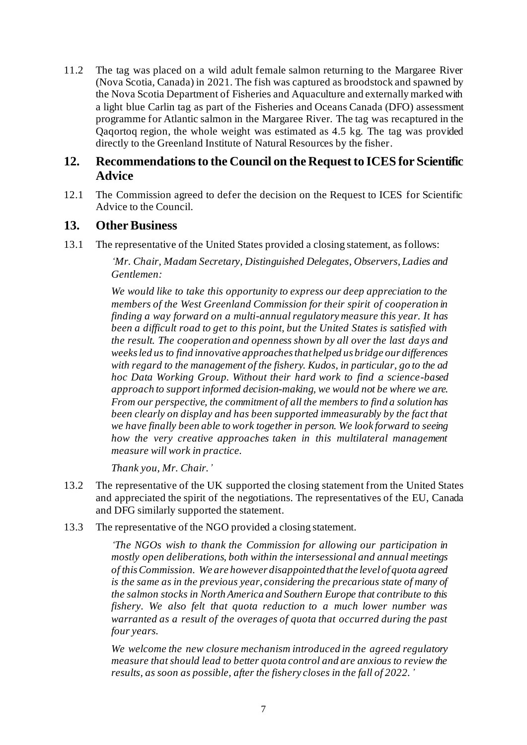11.2 The tag was placed on a wild adult female salmon returning to the Margaree River (Nova Scotia, Canada) in 2021. The fish was captured as broodstock and spawned by the Nova Scotia Department of Fisheries and Aquaculture and externally marked with a light blue Carlin tag as part of the Fisheries and Oceans Canada (DFO) assessment programme for Atlantic salmon in the Margaree River. The tag was recaptured in the Qaqortoq region, the whole weight was estimated as 4.5 kg. The tag was provided directly to the Greenland Institute of Natural Resources by the fisher.

## 12. Recommendations to the Council on the Request to ICES for Scientific Advice

12.1 The Commission agreed to defer the decision on the Request to ICES for Scientific Advice to the Council.

## 13. Other Business

13.1 The representative of the United States provided a closing statement, as follows:

> *'Mr. Chair, Madam Secretary, Distinguished Delegates, Observers, Ladies and Gentlemen:*
>
> *We would like to take this opportunity to express our deep appreciation to the members of the West Greenland Commission for their spirit of cooperation in finding a way forward on a multi-annual regulatory measure this year. It has been a difficult road to get to this point, but the United States is satisfied with the result. The cooperation and openness shown by all over the last days and weeks led us to find innovative approaches that helped us bridge our differences with regard to the management of the fishery. Kudos, in particular, go to the ad hoc Data Working Group. Without their hard work to find a science-based approach to support informed decision-making, we would not be where we are. From our perspective, the commitment of all the members to find a solution has been clearly on display and has been supported immeasurably by the fact that we have finally been able to work together in person. We look forward to seeing how the very creative approaches taken in this multilateral management measure will work in practice.*
>
> *Thank you, Mr. Chair.'*

13.2 The representative of the UK supported the closing statement from the United States and appreciated the spirit of the negotiations. The representatives of the EU, Canada and DFG similarly supported the statement.

13.3 The representative of the NGO provided a closing statement.

> *'The NGOs wish to thank the Commission for allowing our participation in mostly open deliberations, both within the intersessional and annual meetings of this Commission. We are however disappointed that the level of quota agreed is the same as in the previous year, considering the precarious state of many of the salmon stocks in North America and Southern Europe that contribute to this fishery. We also felt that quota reduction to a much lower number was warranted as a result of the overages of quota that occurred during the past four years.*
>
> *We welcome the new closure mechanism introduced in the agreed regulatory measure that should lead to better quota control and are anxious to review the results, as soon as possible, after the fishery closes in the fall of 2022.'*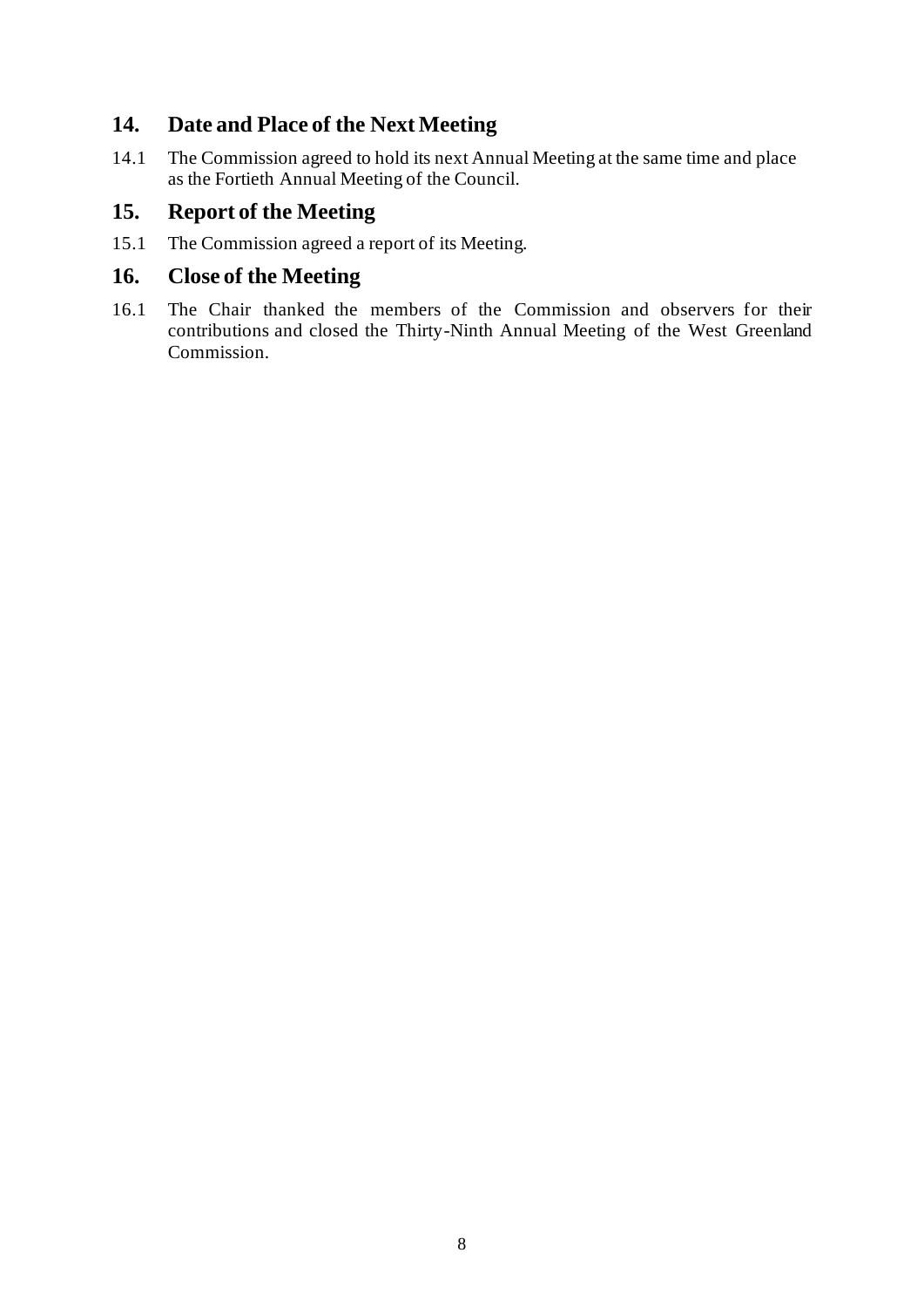## 14. Date and Place of the Next Meeting

14.1 The Commission agreed to hold its next Annual Meeting at the same time and place as the Fortieth Annual Meeting of the Council.

## 15. Report of the Meeting

15.1 The Commission agreed a report of its Meeting.

## 16. Close of the Meeting

16.1 The Chair thanked the members of the Commission and observers for their contributions and closed the Thirty-Ninth Annual Meeting of the West Greenland Commission.